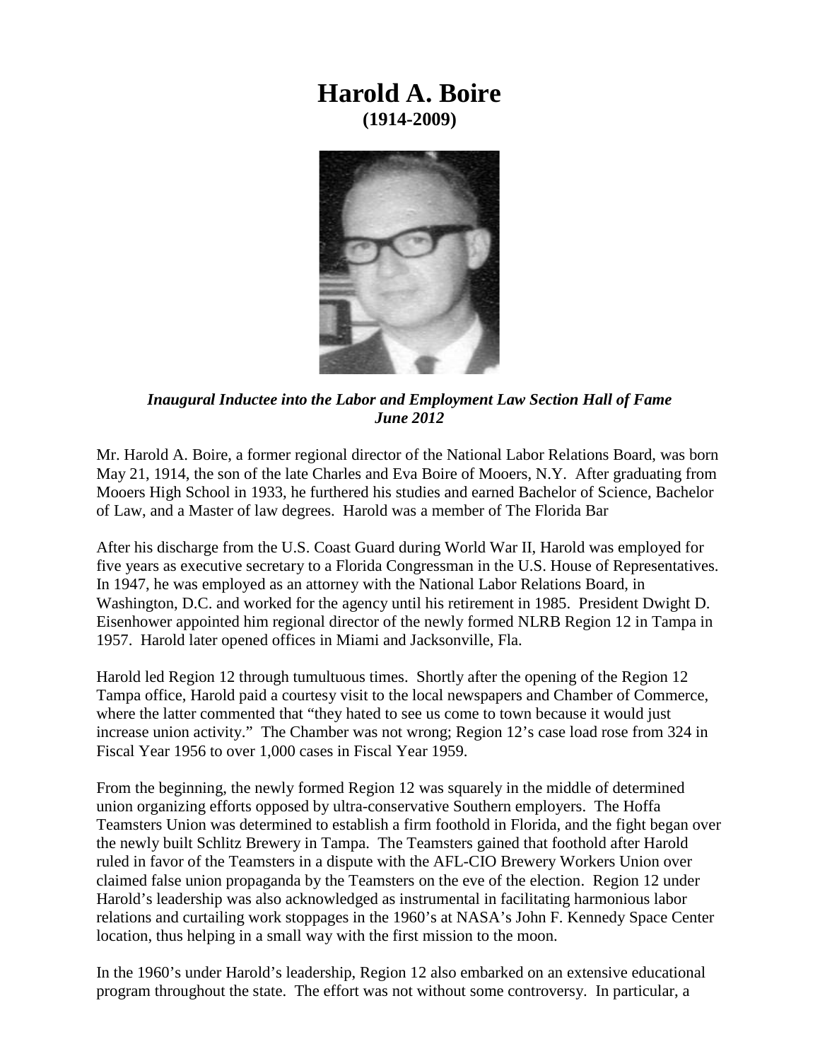# Harold A. Boire

**(1914-2009)**

***Inaugural Inductee into the Labor and Employment Law Section Hall of Fame***
***June 2012***

Mr. Harold A. Boire, a former regional director of the National Labor Relations Board, was born May 21, 1914, the son of the late Charles and Eva Boire of Mooers, N.Y. After graduating from Mooers High School in 1933, he furthered his studies and earned Bachelor of Science, Bachelor of Law, and a Master of law degrees. Harold was a member of The Florida Bar

After his discharge from the U.S. Coast Guard during World War II, Harold was employed for five years as executive secretary to a Florida Congressman in the U.S. House of Representatives. In 1947, he was employed as an attorney with the National Labor Relations Board, in Washington, D.C. and worked for the agency until his retirement in 1985. President Dwight D. Eisenhower appointed him regional director of the newly formed NLRB Region 12 in Tampa in 1957. Harold later opened offices in Miami and Jacksonville, Fla.

Harold led Region 12 through tumultuous times. Shortly after the opening of the Region 12 Tampa office, Harold paid a courtesy visit to the local newspapers and Chamber of Commerce, where the latter commented that "they hated to see us come to town because it would just increase union activity." The Chamber was not wrong; Region 12's case load rose from 324 in Fiscal Year 1956 to over 1,000 cases in Fiscal Year 1959.

From the beginning, the newly formed Region 12 was squarely in the middle of determined union organizing efforts opposed by ultra-conservative Southern employers. The Hoffa Teamsters Union was determined to establish a firm foothold in Florida, and the fight began over the newly built Schlitz Brewery in Tampa. The Teamsters gained that foothold after Harold ruled in favor of the Teamsters in a dispute with the AFL-CIO Brewery Workers Union over claimed false union propaganda by the Teamsters on the eve of the election. Region 12 under Harold's leadership was also acknowledged as instrumental in facilitating harmonious labor relations and curtailing work stoppages in the 1960's at NASA's John F. Kennedy Space Center location, thus helping in a small way with the first mission to the moon.

In the 1960's under Harold's leadership, Region 12 also embarked on an extensive educational program throughout the state. The effort was not without some controversy. In particular, a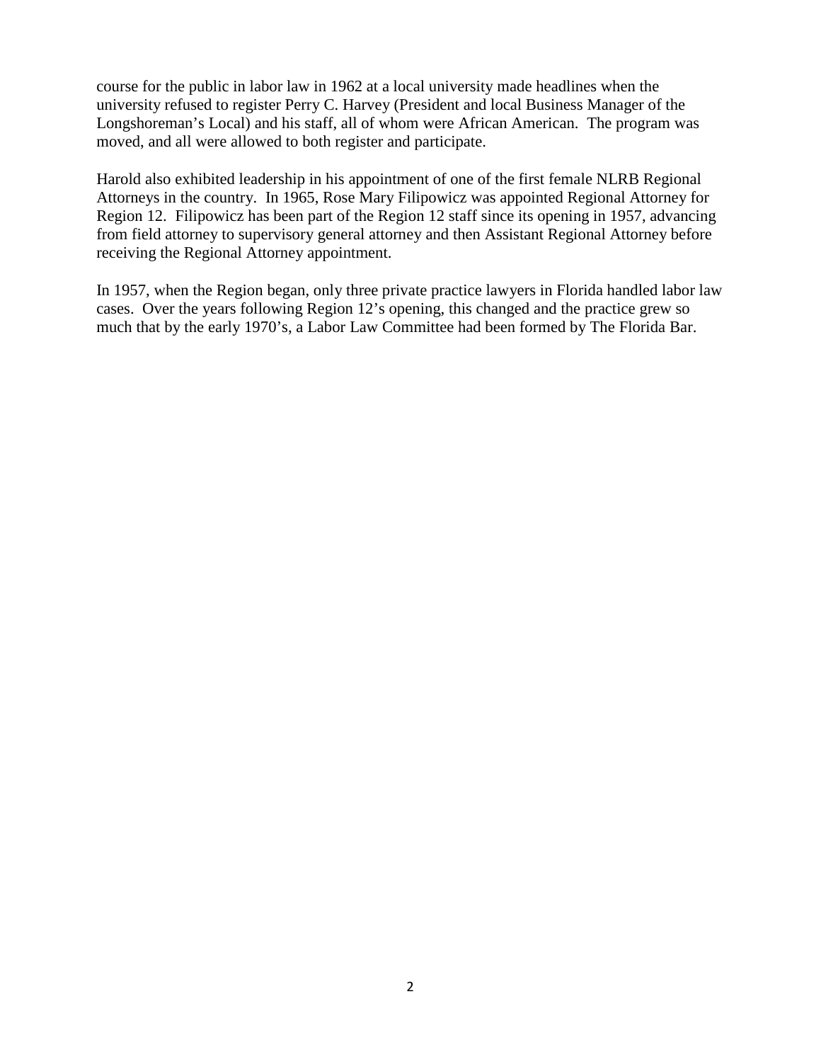course for the public in labor law in 1962 at a local university made headlines when the university refused to register Perry C. Harvey (President and local Business Manager of the Longshoreman's Local) and his staff, all of whom were African American. The program was moved, and all were allowed to both register and participate.

Harold also exhibited leadership in his appointment of one of the first female NLRB Regional Attorneys in the country. In 1965, Rose Mary Filipowicz was appointed Regional Attorney for Region 12. Filipowicz has been part of the Region 12 staff since its opening in 1957, advancing from field attorney to supervisory general attorney and then Assistant Regional Attorney before receiving the Regional Attorney appointment.

In 1957, when the Region began, only three private practice lawyers in Florida handled labor law cases. Over the years following Region 12's opening, this changed and the practice grew so much that by the early 1970's, a Labor Law Committee had been formed by The Florida Bar.